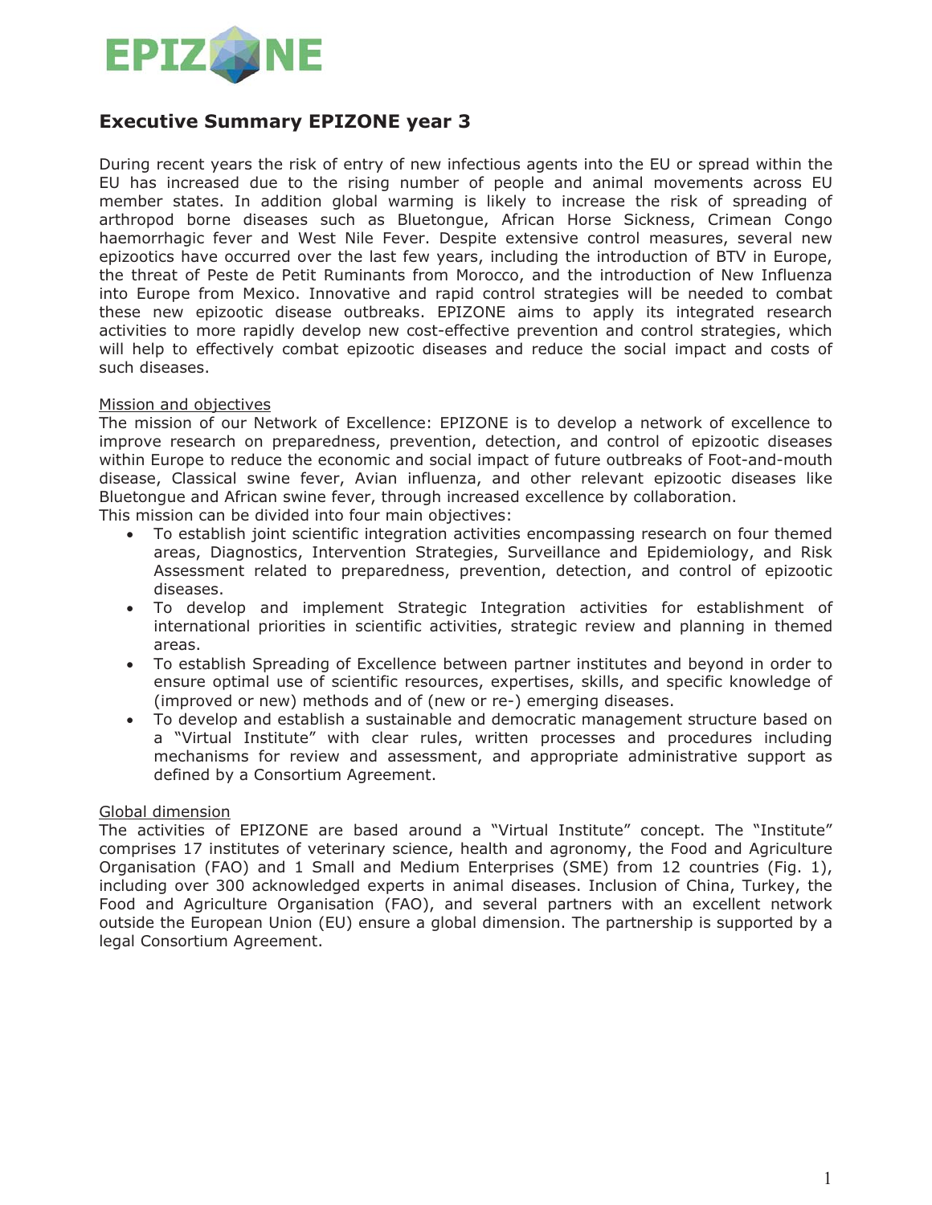# Executive Summary EPIZONE year 3

During recent years the risk of entry of new infectious agents into the EU or spread within the EU has increased due to the rising number of people and animal movements across EU member states. In addition global warming is likely to increase the risk of spreading of arthropod borne diseases such as Bluetongue, African Horse Sickness, Crimean Congo haemorrhagic fever and West Nile Fever. Despite extensive control measures, several new epizootics have occurred over the last few years, including the introduction of BTV in Europe, the threat of Peste de Petit Ruminants from Morocco, and the introduction of New Influenza into Europe from Mexico. Innovative and rapid control strategies will be needed to combat these new epizootic disease outbreaks. EPIZONE aims to apply its integrated research activities to more rapidly develop new cost-effective prevention and control strategies, which will help to effectively combat epizootic diseases and reduce the social impact and costs of such diseases.

## Mission and objectives

The mission of our Network of Excellence: EPIZONE is to develop a network of excellence to improve research on preparedness, prevention, detection, and control of epizootic diseases within Europe to reduce the economic and social impact of future outbreaks of Foot-and-mouth disease, Classical swine fever, Avian influenza, and other relevant epizootic diseases like Bluetongue and African swine fever, through increased excellence by collaboration.

This mission can be divided into four main objectives:

- To establish joint scientific integration activities encompassing research on four themed areas, Diagnostics, Intervention Strategies, Surveillance and Epidemiology, and Risk Assessment related to preparedness, prevention, detection, and control of epizootic diseases.
- To develop and implement Strategic Integration activities for establishment of international priorities in scientific activities, strategic review and planning in themed areas.
- To establish Spreading of Excellence between partner institutes and beyond in order to ensure optimal use of scientific resources, expertises, skills, and specific knowledge of (improved or new) methods and of (new or re-) emerging diseases.
- To develop and establish a sustainable and democratic management structure based on a "Virtual Institute" with clear rules, written processes and procedures including mechanisms for review and assessment, and appropriate administrative support as defined by a Consortium Agreement.

## Global dimension

The activities of EPIZONE are based around a "Virtual Institute" concept. The "Institute" comprises 17 institutes of veterinary science, health and agronomy, the Food and Agriculture Organisation (FAO) and 1 Small and Medium Enterprises (SME) from 12 countries (Fig. 1), including over 300 acknowledged experts in animal diseases. Inclusion of China, Turkey, the Food and Agriculture Organisation (FAO), and several partners with an excellent network outside the European Union (EU) ensure a global dimension. The partnership is supported by a legal Consortium Agreement.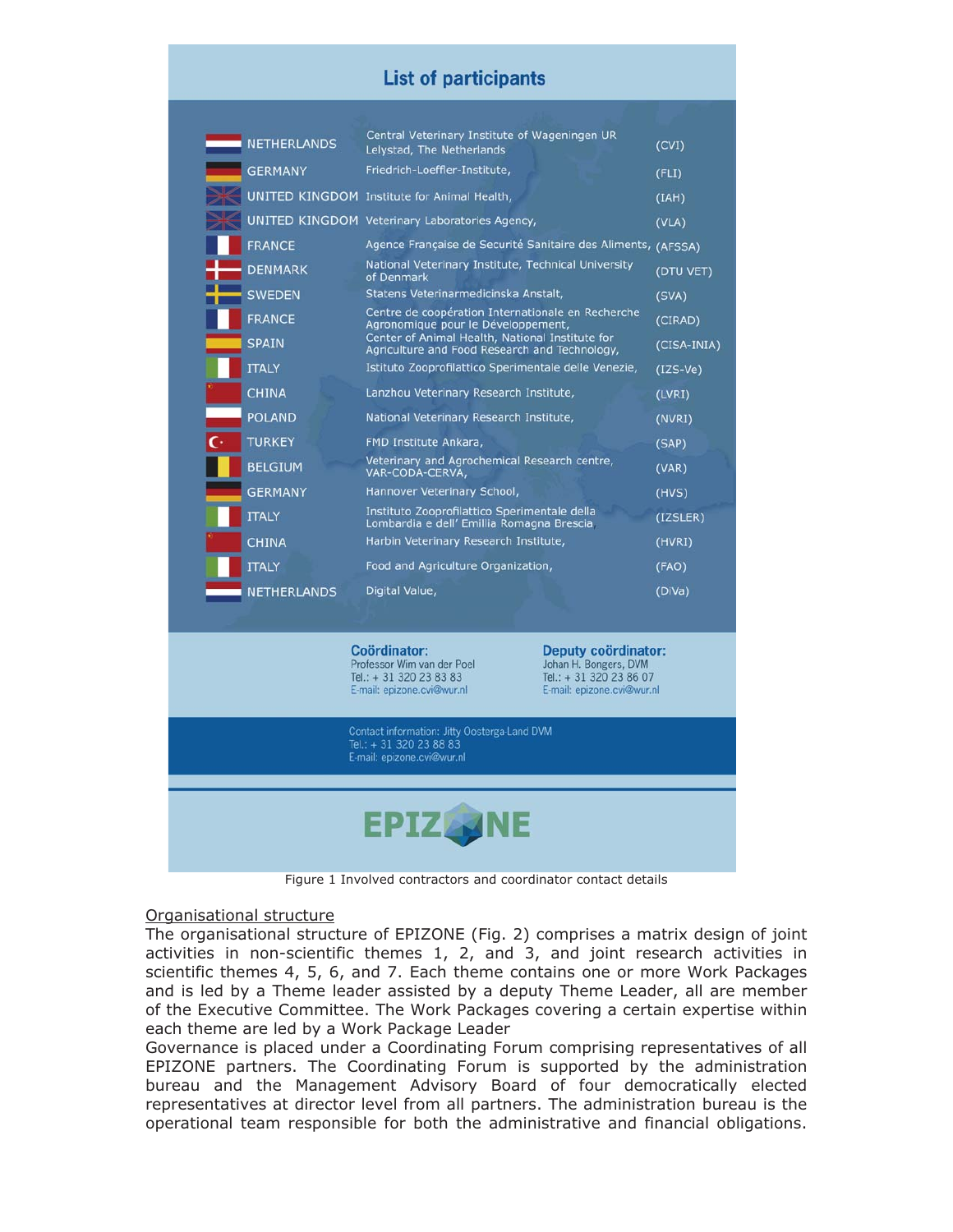## List of participants

| | | |
|---|---|---|
| NETHERLANDS | Central Veterinary Institute of Wageningen UR Lelystad, The Netherlands | (CVI) |
| GERMANY | Friedrich-Loeffler-Institute, | (FLI) |
| UNITED KINGDOM | Institute for Animal Health, | (IAH) |
| UNITED KINGDOM | Veterinary Laboratories Agency, | (VLA) |
| FRANCE | Agence Française de Securité Sanitaire des Aliments, | (AFSSA) |
| DENMARK | National Veterinary Institute, Technical University of Denmark | (DTU VET) |
| SWEDEN | Statens Veterinarmedicinska Anstalt, | (SVA) |
| FRANCE | Centre de coopération Internationale en Recherche Agronomique pour le Développement, | (CIRAD) |
| SPAIN | Center of Animal Health, National Institute for Agriculture and Food Research and Technology, | (CISA-INIA) |
| ITALY | Istituto Zooprofilattico Sperimentale delle Venezie, | (IZS-Ve) |
| CHINA | Lanzhou Veterinary Research Institute, | (LVRI) |
| POLAND | National Veterinary Research Institute, | (NVRI) |
| TURKEY | FMD Institute Ankara, | (SAP) |
| BELGIUM | Veterinary and Agrochemical Research centre, VAR-CODA-CERVA, | (VAR) |
| GERMANY | Hannover Veterinary School, | (HVS) |
| ITALY | Instituto Zooprofilattico Sperimentale della Lombardia e dell' Emillia Romagna Brescia | (IZSLER) |
| CHINA | Harbin Veterinary Research Institute, | (HVRI) |
| ITALY | Food and Agriculture Organization, | (FAO) |
| NETHERLANDS | Digital Value, | (DiVa) |

**Coördinator:**
Professor Wim van der Poel
Tel.: + 31 320 23 83 83
E-mail: epizone.cvi@wur.nl

**Deputy coördinator:**
Johan H. Bongers, DVM
Tel.: + 31 320 23 86 07
E-mail: epizone.cvi@wur.nl

Contact information: Jitty Oosterga-Land DVM
Tel.: + 31 320 23 88 83
E-mail: epizone.cvi@wur.nl

EPIZONE

Figure 1 Involved contractors and coordinator contact details

Organisational structure

The organisational structure of EPIZONE (Fig. 2) comprises a matrix design of joint activities in non-scientific themes 1, 2, and 3, and joint research activities in scientific themes 4, 5, 6, and 7. Each theme contains one or more Work Packages and is led by a Theme leader assisted by a deputy Theme Leader, all are member of the Executive Committee. The Work Packages covering a certain expertise within each theme are led by a Work Package Leader

Governance is placed under a Coordinating Forum comprising representatives of all EPIZONE partners. The Coordinating Forum is supported by the administration bureau and the Management Advisory Board of four democratically elected representatives at director level from all partners. The administration bureau is the operational team responsible for both the administrative and financial obligations.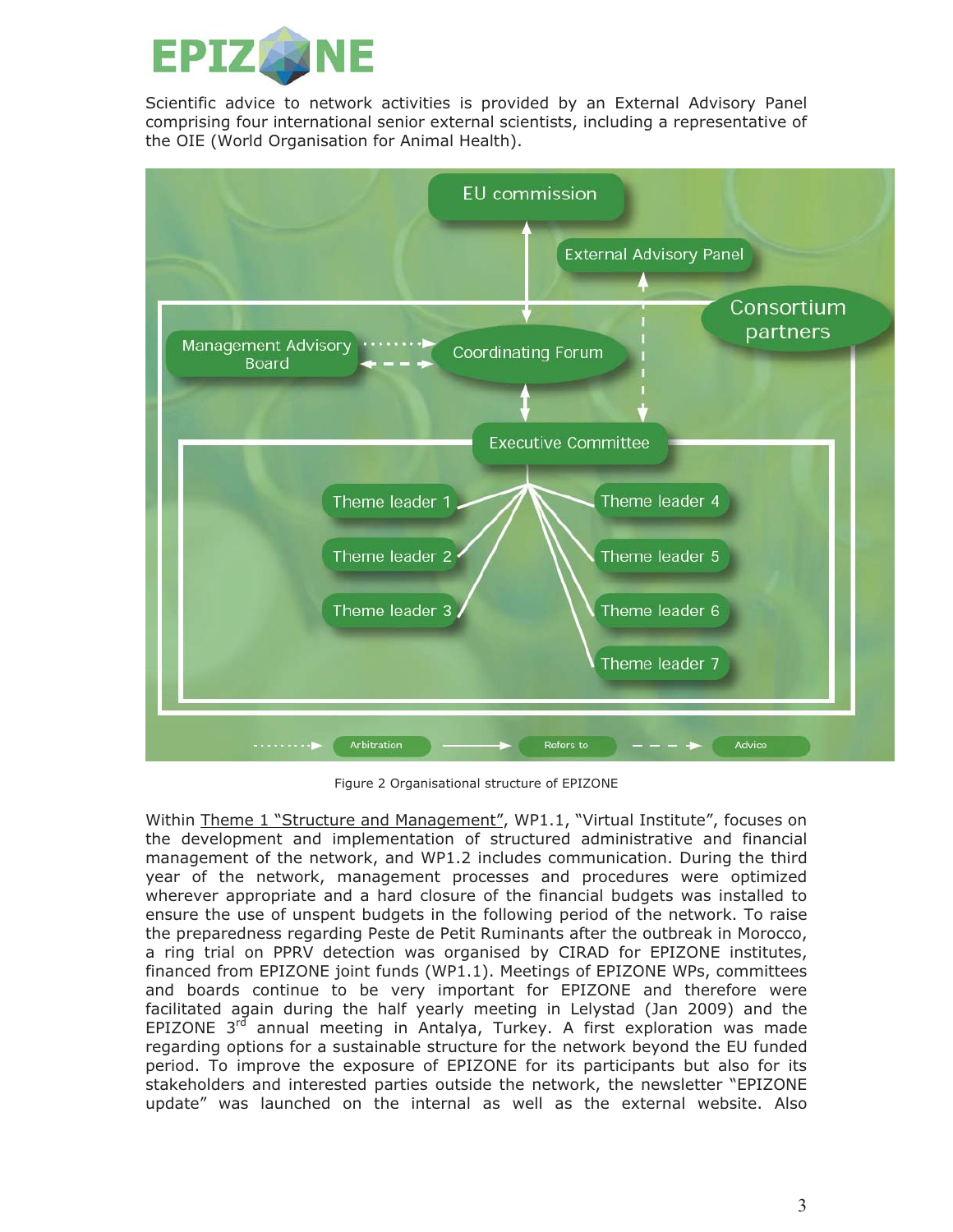Scientific advice to network activities is provided by an External Advisory Panel comprising four international senior external scientists, including a representative of the OIE (World Organisation for Animal Health).

EU commission

External Advisory Panel

Consortium partners

Management Advisory Board

Coordinating Forum

Executive Committee

Theme leader 1

Theme leader 2

Theme leader 3

Theme leader 4

Theme leader 5

Theme leader 6

Theme leader 7

Arbitration

Refers to

Advice

Figure 2 Organisational structure of EPIZONE

Within Theme 1 "Structure and Management", WP1.1, "Virtual Institute", focuses on the development and implementation of structured administrative and financial management of the network, and WP1.2 includes communication. During the third year of the network, management processes and procedures were optimized wherever appropriate and a hard closure of the financial budgets was installed to ensure the use of unspent budgets in the following period of the network. To raise the preparedness regarding Peste de Petit Ruminants after the outbreak in Morocco, a ring trial on PPRV detection was organised by CIRAD for EPIZONE institutes, financed from EPIZONE joint funds (WP1.1). Meetings of EPIZONE WPs, committees and boards continue to be very important for EPIZONE and therefore were facilitated again during the half yearly meeting in Lelystad (Jan 2009) and the EPIZONE 3rd annual meeting in Antalya, Turkey. A first exploration was made regarding options for a sustainable structure for the network beyond the EU funded period. To improve the exposure of EPIZONE for its participants but also for its stakeholders and interested parties outside the network, the newsletter "EPIZONE update" was launched on the internal as well as the external website. Also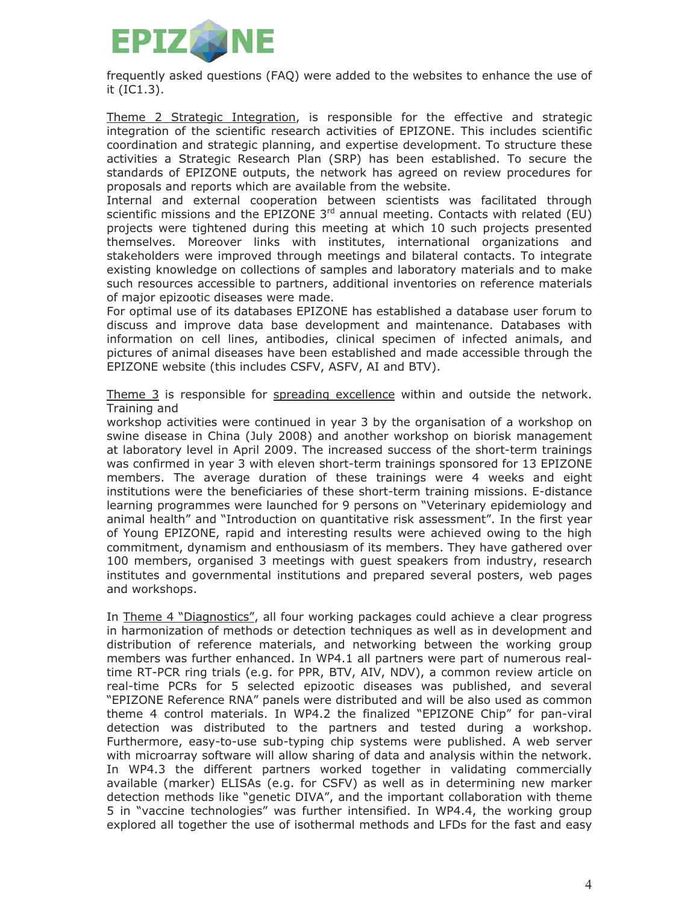frequently asked questions (FAQ) were added to the websites to enhance the use of it (IC1.3).

Theme 2 Strategic Integration, is responsible for the effective and strategic integration of the scientific research activities of EPIZONE. This includes scientific coordination and strategic planning, and expertise development. To structure these activities a Strategic Research Plan (SRP) has been established. To secure the standards of EPIZONE outputs, the network has agreed on review procedures for proposals and reports which are available from the website.
Internal and external cooperation between scientists was facilitated through scientific missions and the EPIZONE 3rd annual meeting. Contacts with related (EU) projects were tightened during this meeting at which 10 such projects presented themselves. Moreover links with institutes, international organizations and stakeholders were improved through meetings and bilateral contacts. To integrate existing knowledge on collections of samples and laboratory materials and to make such resources accessible to partners, additional inventories on reference materials of major epizootic diseases were made.
For optimal use of its databases EPIZONE has established a database user forum to discuss and improve data base development and maintenance. Databases with information on cell lines, antibodies, clinical specimen of infected animals, and pictures of animal diseases have been established and made accessible through the EPIZONE website (this includes CSFV, ASFV, AI and BTV).

Theme 3 is responsible for spreading excellence within and outside the network. Training and
workshop activities were continued in year 3 by the organisation of a workshop on swine disease in China (July 2008) and another workshop on biorisk management at laboratory level in April 2009. The increased success of the short-term trainings was confirmed in year 3 with eleven short-term trainings sponsored for 13 EPIZONE members. The average duration of these trainings were 4 weeks and eight institutions were the beneficiaries of these short-term training missions. E-distance learning programmes were launched for 9 persons on "Veterinary epidemiology and animal health" and "Introduction on quantitative risk assessment". In the first year of Young EPIZONE, rapid and interesting results were achieved owing to the high commitment, dynamism and enthousiasm of its members. They have gathered over 100 members, organised 3 meetings with guest speakers from industry, research institutes and governmental institutions and prepared several posters, web pages and workshops.

In Theme 4 "Diagnostics", all four working packages could achieve a clear progress in harmonization of methods or detection techniques as well as in development and distribution of reference materials, and networking between the working group members was further enhanced. In WP4.1 all partners were part of numerous real-time RT-PCR ring trials (e.g. for PPR, BTV, AIV, NDV), a common review article on real-time PCRs for 5 selected epizootic diseases was published, and several "EPIZONE Reference RNA" panels were distributed and will be also used as common theme 4 control materials. In WP4.2 the finalized "EPIZONE Chip" for pan-viral detection was distributed to the partners and tested during a workshop. Furthermore, easy-to-use sub-typing chip systems were published. A web server with microarray software will allow sharing of data and analysis within the network. In WP4.3 the different partners worked together in validating commercially available (marker) ELISAs (e.g. for CSFV) as well as in determining new marker detection methods like "genetic DIVA", and the important collaboration with theme 5 in "vaccine technologies" was further intensified. In WP4.4, the working group explored all together the use of isothermal methods and LFDs for the fast and easy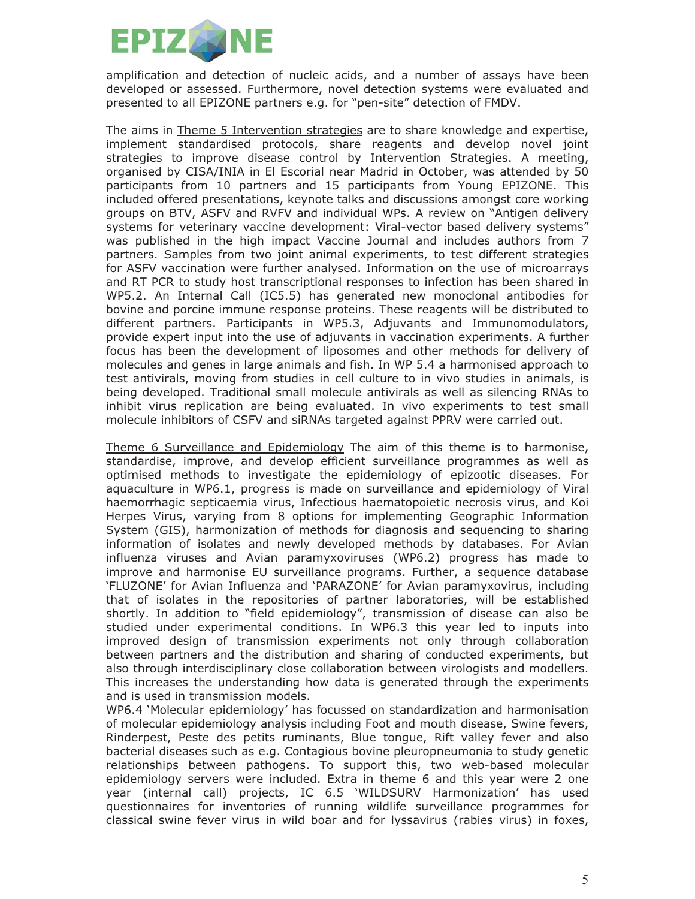amplification and detection of nucleic acids, and a number of assays have been developed or assessed. Furthermore, novel detection systems were evaluated and presented to all EPIZONE partners e.g. for "pen-site" detection of FMDV.

The aims in Theme 5 Intervention strategies are to share knowledge and expertise, implement standardised protocols, share reagents and develop novel joint strategies to improve disease control by Intervention Strategies. A meeting, organised by CISA/INIA in El Escorial near Madrid in October, was attended by 50 participants from 10 partners and 15 participants from Young EPIZONE. This included offered presentations, keynote talks and discussions amongst core working groups on BTV, ASFV and RVFV and individual WPs. A review on "Antigen delivery systems for veterinary vaccine development: Viral-vector based delivery systems" was published in the high impact Vaccine Journal and includes authors from 7 partners. Samples from two joint animal experiments, to test different strategies for ASFV vaccination were further analysed. Information on the use of microarrays and RT PCR to study host transcriptional responses to infection has been shared in WP5.2. An Internal Call (IC5.5) has generated new monoclonal antibodies for bovine and porcine immune response proteins. These reagents will be distributed to different partners. Participants in WP5.3, Adjuvants and Immunomodulators, provide expert input into the use of adjuvants in vaccination experiments. A further focus has been the development of liposomes and other methods for delivery of molecules and genes in large animals and fish. In WP 5.4 a harmonised approach to test antivirals, moving from studies in cell culture to in vivo studies in animals, is being developed. Traditional small molecule antivirals as well as silencing RNAs to inhibit virus replication are being evaluated. In vivo experiments to test small molecule inhibitors of CSFV and siRNAs targeted against PPRV were carried out.

Theme 6 Surveillance and Epidemiology The aim of this theme is to harmonise, standardise, improve, and develop efficient surveillance programmes as well as optimised methods to investigate the epidemiology of epizootic diseases. For aquaculture in WP6.1, progress is made on surveillance and epidemiology of Viral haemorrhagic septicaemia virus, Infectious haematopoietic necrosis virus, and Koi Herpes Virus, varying from 8 options for implementing Geographic Information System (GIS), harmonization of methods for diagnosis and sequencing to sharing information of isolates and newly developed methods by databases. For Avian influenza viruses and Avian paramyxoviruses (WP6.2) progress has made to improve and harmonise EU surveillance programs. Further, a sequence database 'FLUZONE' for Avian Influenza and 'PARAZONE' for Avian paramyxovirus, including that of isolates in the repositories of partner laboratories, will be established shortly. In addition to "field epidemiology", transmission of disease can also be studied under experimental conditions. In WP6.3 this year led to inputs into improved design of transmission experiments not only through collaboration between partners and the distribution and sharing of conducted experiments, but also through interdisciplinary close collaboration between virologists and modellers. This increases the understanding how data is generated through the experiments and is used in transmission models.

WP6.4 'Molecular epidemiology' has focussed on standardization and harmonisation of molecular epidemiology analysis including Foot and mouth disease, Swine fevers, Rinderpest, Peste des petits ruminants, Blue tongue, Rift valley fever and also bacterial diseases such as e.g. Contagious bovine pleuropneumonia to study genetic relationships between pathogens. To support this, two web-based molecular epidemiology servers were included. Extra in theme 6 and this year were 2 one year (internal call) projects, IC 6.5 'WILDSURV Harmonization' has used questionnaires for inventories of running wildlife surveillance programmes for classical swine fever virus in wild boar and for lyssavirus (rabies virus) in foxes,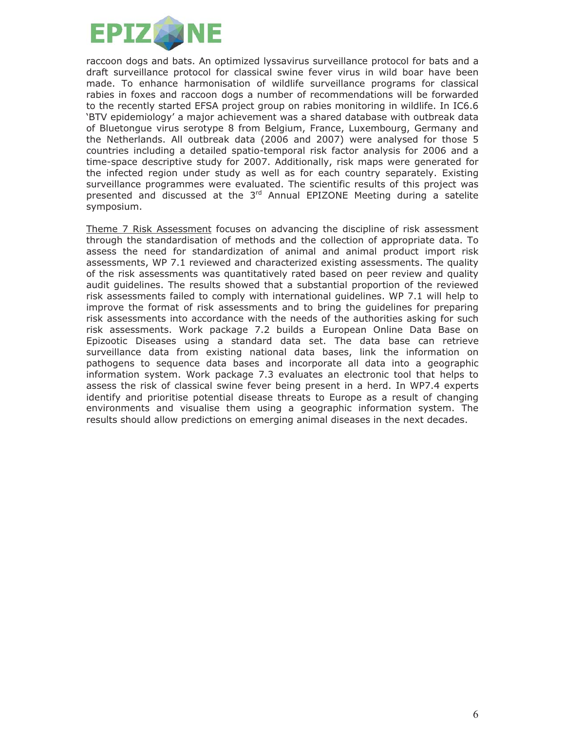raccoon dogs and bats. An optimized lyssavirus surveillance protocol for bats and a draft surveillance protocol for classical swine fever virus in wild boar have been made. To enhance harmonisation of wildlife surveillance programs for classical rabies in foxes and raccoon dogs a number of recommendations will be forwarded to the recently started EFSA project group on rabies monitoring in wildlife. In IC6.6 'BTV epidemiology' a major achievement was a shared database with outbreak data of Bluetongue virus serotype 8 from Belgium, France, Luxembourg, Germany and the Netherlands. All outbreak data (2006 and 2007) were analysed for those 5 countries including a detailed spatio-temporal risk factor analysis for 2006 and a time-space descriptive study for 2007. Additionally, risk maps were generated for the infected region under study as well as for each country separately. Existing surveillance programmes were evaluated. The scientific results of this project was presented and discussed at the 3rd Annual EPIZONE Meeting during a satelite symposium.

Theme 7 Risk Assessment focuses on advancing the discipline of risk assessment through the standardisation of methods and the collection of appropriate data. To assess the need for standardization of animal and animal product import risk assessments, WP 7.1 reviewed and characterized existing assessments. The quality of the risk assessments was quantitatively rated based on peer review and quality audit guidelines. The results showed that a substantial proportion of the reviewed risk assessments failed to comply with international guidelines. WP 7.1 will help to improve the format of risk assessments and to bring the guidelines for preparing risk assessments into accordance with the needs of the authorities asking for such risk assessments. Work package 7.2 builds a European Online Data Base on Epizootic Diseases using a standard data set. The data base can retrieve surveillance data from existing national data bases, link the information on pathogens to sequence data bases and incorporate all data into a geographic information system. Work package 7.3 evaluates an electronic tool that helps to assess the risk of classical swine fever being present in a herd. In WP7.4 experts identify and prioritise potential disease threats to Europe as a result of changing environments and visualise them using a geographic information system. The results should allow predictions on emerging animal diseases in the next decades.